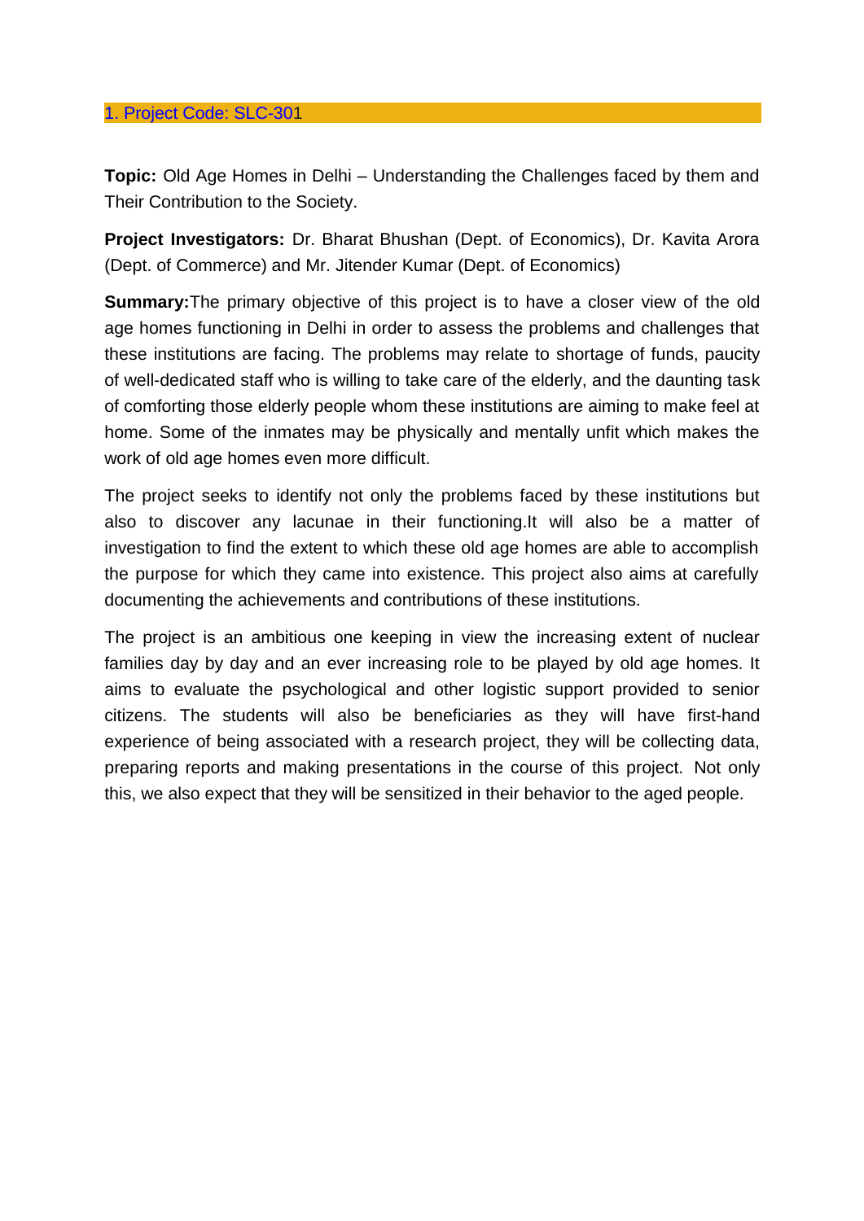## 1. Project Code: SLC-301

**Topic:** Old Age Homes in Delhi – Understanding the Challenges faced by them and Their Contribution to the Society.

**Project Investigators:** Dr. Bharat Bhushan (Dept. of Economics), Dr. Kavita Arora (Dept. of Commerce) and Mr. Jitender Kumar (Dept. of Economics)

**Summary:**The primary objective of this project is to have a closer view of the old age homes functioning in Delhi in order to assess the problems and challenges that these institutions are facing. The problems may relate to shortage of funds, paucity of well-dedicated staff who is willing to take care of the elderly, and the daunting task of comforting those elderly people whom these institutions are aiming to make feel at home. Some of the inmates may be physically and mentally unfit which makes the work of old age homes even more difficult.

The project seeks to identify not only the problems faced by these institutions but also to discover any lacunae in their functioning.It will also be a matter of investigation to find the extent to which these old age homes are able to accomplish the purpose for which they came into existence. This project also aims at carefully documenting the achievements and contributions of these institutions.

The project is an ambitious one keeping in view the increasing extent of nuclear families day by day and an ever increasing role to be played by old age homes. It aims to evaluate the psychological and other logistic support provided to senior citizens. The students will also be beneficiaries as they will have first-hand experience of being associated with a research project, they will be collecting data, preparing reports and making presentations in the course of this project. Not only this, we also expect that they will be sensitized in their behavior to the aged people.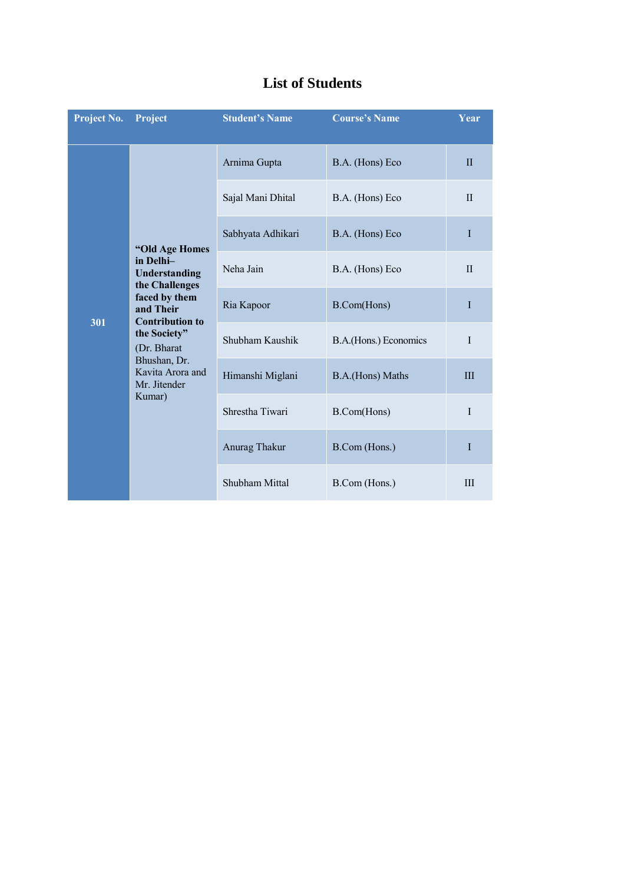# List of Students

| Project No. | Project | Student's Name | Course's Name | Year |
|---|---|---|---|---|
| 301 | **"Old Age Homes in Delhi– Understanding the Challenges faced by them and Their Contribution to the Society"** (Dr. Bharat Bhushan, Dr. Kavita Arora and Mr. Jitender Kumar) | Arnima Gupta | B.A. (Hons) Eco | II |
| | | Sajal Mani Dhital | B.A. (Hons) Eco | II |
| | | Sabhyata Adhikari | B.A. (Hons) Eco | I |
| | | Neha Jain | B.A. (Hons) Eco | II |
| | | Ria Kapoor | B.Com(Hons) | I |
| | | Shubham Kaushik | B.A.(Hons.) Economics | I |
| | | Himanshi Miglani | B.A.(Hons) Maths | III |
| | | Shrestha Tiwari | B.Com(Hons) | I |
| | | Anurag Thakur | B.Com (Hons.) | I |
| | | Shubham Mittal | B.Com (Hons.) | III |